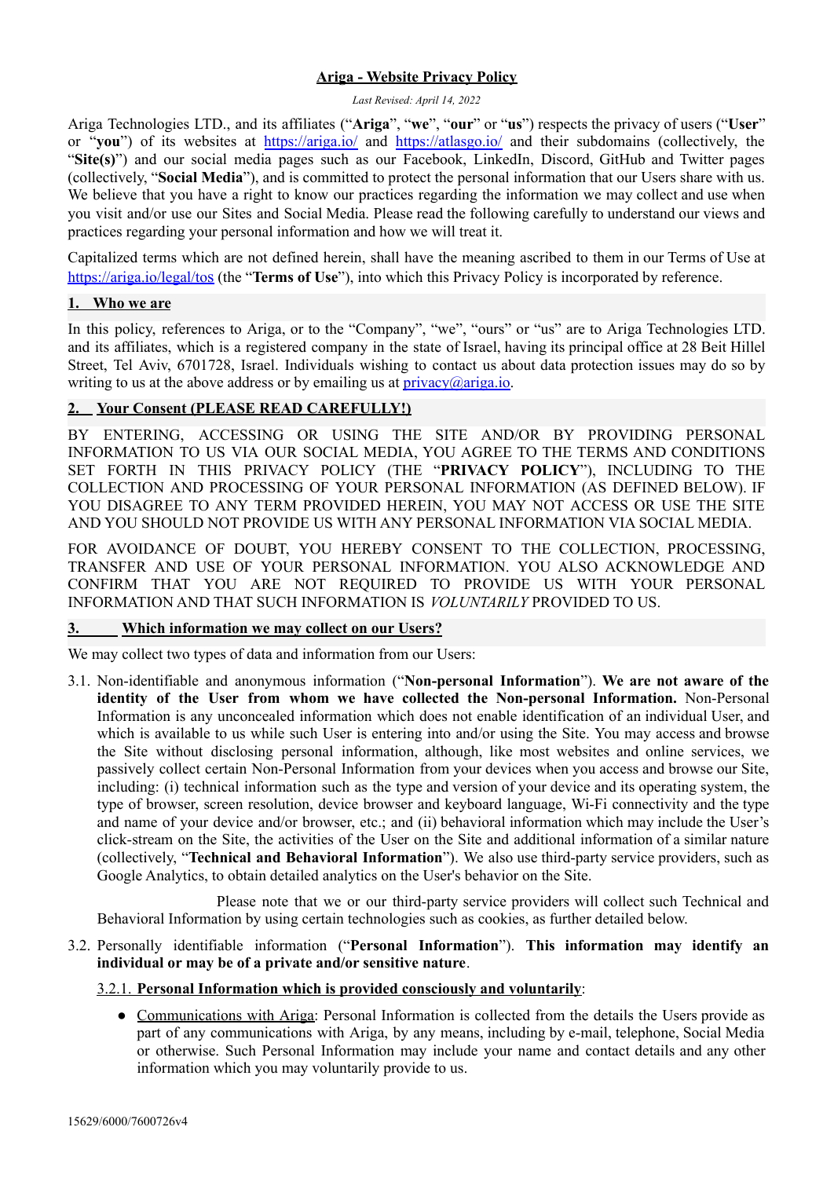# Ariga - Website Privacy Policy

*Last Revised: April 14, 2022*

Ariga Technologies LTD., and its affiliates ("**Ariga**", "**we**", "**our**" or "**us**") respects the privacy of users ("**User**" or "**you**") of its websites at https://ariga.io/ and https://atlasgo.io/ and their subdomains (collectively, the "**Site(s)**") and our social media pages such as our Facebook, LinkedIn, Discord, GitHub and Twitter pages (collectively, "**Social Media**"), and is committed to protect the personal information that our Users share with us. We believe that you have a right to know our practices regarding the information we may collect and use when you visit and/or use our Sites and Social Media. Please read the following carefully to understand our views and practices regarding your personal information and how we will treat it.

Capitalized terms which are not defined herein, shall have the meaning ascribed to them in our Terms of Use at https://ariga.io/legal/tos (the "**Terms of Use**"), into which this Privacy Policy is incorporated by reference.

## 1. Who we are

In this policy, references to Ariga, or to the "Company", "we", "ours" or "us" are to Ariga Technologies LTD. and its affiliates, which is a registered company in the state of Israel, having its principal office at 28 Beit Hillel Street, Tel Aviv, 6701728, Israel. Individuals wishing to contact us about data protection issues may do so by writing to us at the above address or by emailing us at privacy@ariga.io.

## 2. Your Consent (PLEASE READ CAREFULLY!)

BY ENTERING, ACCESSING OR USING THE SITE AND/OR BY PROVIDING PERSONAL INFORMATION TO US VIA OUR SOCIAL MEDIA, YOU AGREE TO THE TERMS AND CONDITIONS SET FORTH IN THIS PRIVACY POLICY (THE "**PRIVACY POLICY**"), INCLUDING TO THE COLLECTION AND PROCESSING OF YOUR PERSONAL INFORMATION (AS DEFINED BELOW). IF YOU DISAGREE TO ANY TERM PROVIDED HEREIN, YOU MAY NOT ACCESS OR USE THE SITE AND YOU SHOULD NOT PROVIDE US WITH ANY PERSONAL INFORMATION VIA SOCIAL MEDIA.

FOR AVOIDANCE OF DOUBT, YOU HEREBY CONSENT TO THE COLLECTION, PROCESSING, TRANSFER AND USE OF YOUR PERSONAL INFORMATION. YOU ALSO ACKNOWLEDGE AND CONFIRM THAT YOU ARE NOT REQUIRED TO PROVIDE US WITH YOUR PERSONAL INFORMATION AND THAT SUCH INFORMATION IS *VOLUNTARILY* PROVIDED TO US.

## 3. Which information we may collect on our Users?

We may collect two types of data and information from our Users:

3.1. Non-identifiable and anonymous information ("**Non-personal Information**"). **We are not aware of the identity of the User from whom we have collected the Non-personal Information.** Non-Personal Information is any unconcealed information which does not enable identification of an individual User, and which is available to us while such User is entering into and/or using the Site. You may access and browse the Site without disclosing personal information, although, like most websites and online services, we passively collect certain Non-Personal Information from your devices when you access and browse our Site, including: (i) technical information such as the type and version of your device and its operating system, the type of browser, screen resolution, device browser and keyboard language, Wi-Fi connectivity and the type and name of your device and/or browser, etc.; and (ii) behavioral information which may include the User's click-stream on the Site, the activities of the User on the Site and additional information of a similar nature (collectively, "**Technical and Behavioral Information**"). We also use third-party service providers, such as Google Analytics, to obtain detailed analytics on the User's behavior on the Site.

Please note that we or our third-party service providers will collect such Technical and Behavioral Information by using certain technologies such as cookies, as further detailed below.

3.2. Personally identifiable information ("**Personal Information**"). **This information may identify an individual or may be of a private and/or sensitive nature**.

3.2.1. **Personal Information which is provided consciously and voluntarily**:

- Communications with Ariga: Personal Information is collected from the details the Users provide as part of any communications with Ariga, by any means, including by e-mail, telephone, Social Media or otherwise. Such Personal Information may include your name and contact details and any other information which you may voluntarily provide to us.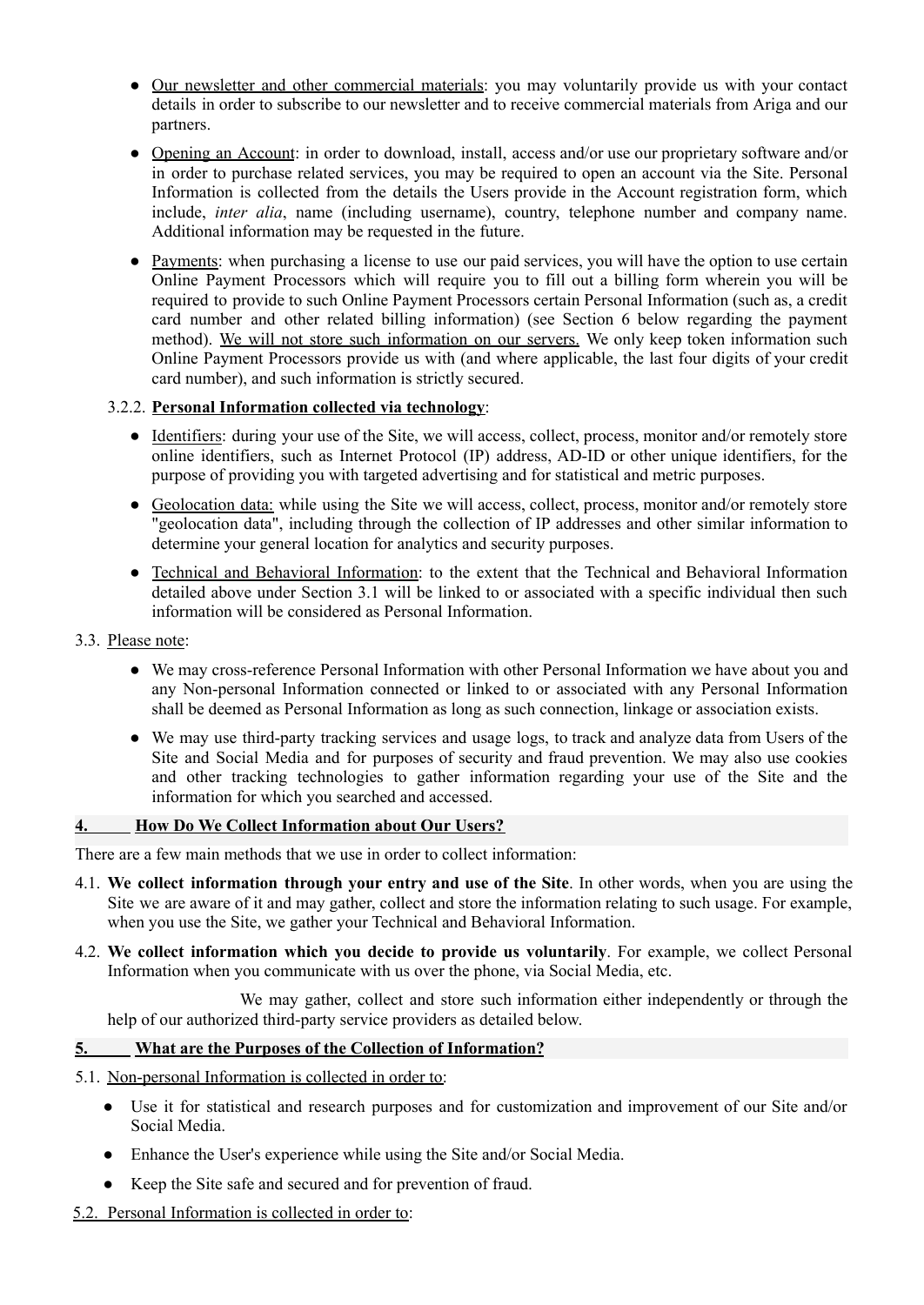- Our newsletter and other commercial materials: you may voluntarily provide us with your contact details in order to subscribe to our newsletter and to receive commercial materials from Ariga and our partners.
- Opening an Account: in order to download, install, access and/or use our proprietary software and/or in order to purchase related services, you may be required to open an account via the Site. Personal Information is collected from the details the Users provide in the Account registration form, which include, *inter alia*, name (including username), country, telephone number and company name. Additional information may be requested in the future.
- Payments: when purchasing a license to use our paid services, you will have the option to use certain Online Payment Processors which will require you to fill out a billing form wherein you will be required to provide to such Online Payment Processors certain Personal Information (such as, a credit card number and other related billing information) (see Section 6 below regarding the payment method). We will not store such information on our servers. We only keep token information such Online Payment Processors provide us with (and where applicable, the last four digits of your credit card number), and such information is strictly secured.

3.2.2. **Personal Information collected via technology**:

- Identifiers: during your use of the Site, we will access, collect, process, monitor and/or remotely store online identifiers, such as Internet Protocol (IP) address, AD-ID or other unique identifiers, for the purpose of providing you with targeted advertising and for statistical and metric purposes.
- Geolocation data: while using the Site we will access, collect, process, monitor and/or remotely store "geolocation data", including through the collection of IP addresses and other similar information to determine your general location for analytics and security purposes.
- Technical and Behavioral Information: to the extent that the Technical and Behavioral Information detailed above under Section 3.1 will be linked to or associated with a specific individual then such information will be considered as Personal Information.

3.3. Please note:

- We may cross-reference Personal Information with other Personal Information we have about you and any Non-personal Information connected or linked to or associated with any Personal Information shall be deemed as Personal Information as long as such connection, linkage or association exists.
- We may use third-party tracking services and usage logs, to track and analyze data from Users of the Site and Social Media and for purposes of security and fraud prevention. We may also use cookies and other tracking technologies to gather information regarding your use of the Site and the information for which you searched and accessed.

## 4. How Do We Collect Information about Our Users?

There are a few main methods that we use in order to collect information:

4.1. **We collect information through your entry and use of the Site**. In other words, when you are using the Site we are aware of it and may gather, collect and store the information relating to such usage. For example, when you use the Site, we gather your Technical and Behavioral Information.

4.2. **We collect information which you decide to provide us voluntarily**. For example, we collect Personal Information when you communicate with us over the phone, via Social Media, etc.

We may gather, collect and store such information either independently or through the help of our authorized third-party service providers as detailed below.

## 5. What are the Purposes of the Collection of Information?

5.1. Non-personal Information is collected in order to:

- Use it for statistical and research purposes and for customization and improvement of our Site and/or Social Media.
- Enhance the User's experience while using the Site and/or Social Media.
- Keep the Site safe and secured and for prevention of fraud.

5.2. Personal Information is collected in order to: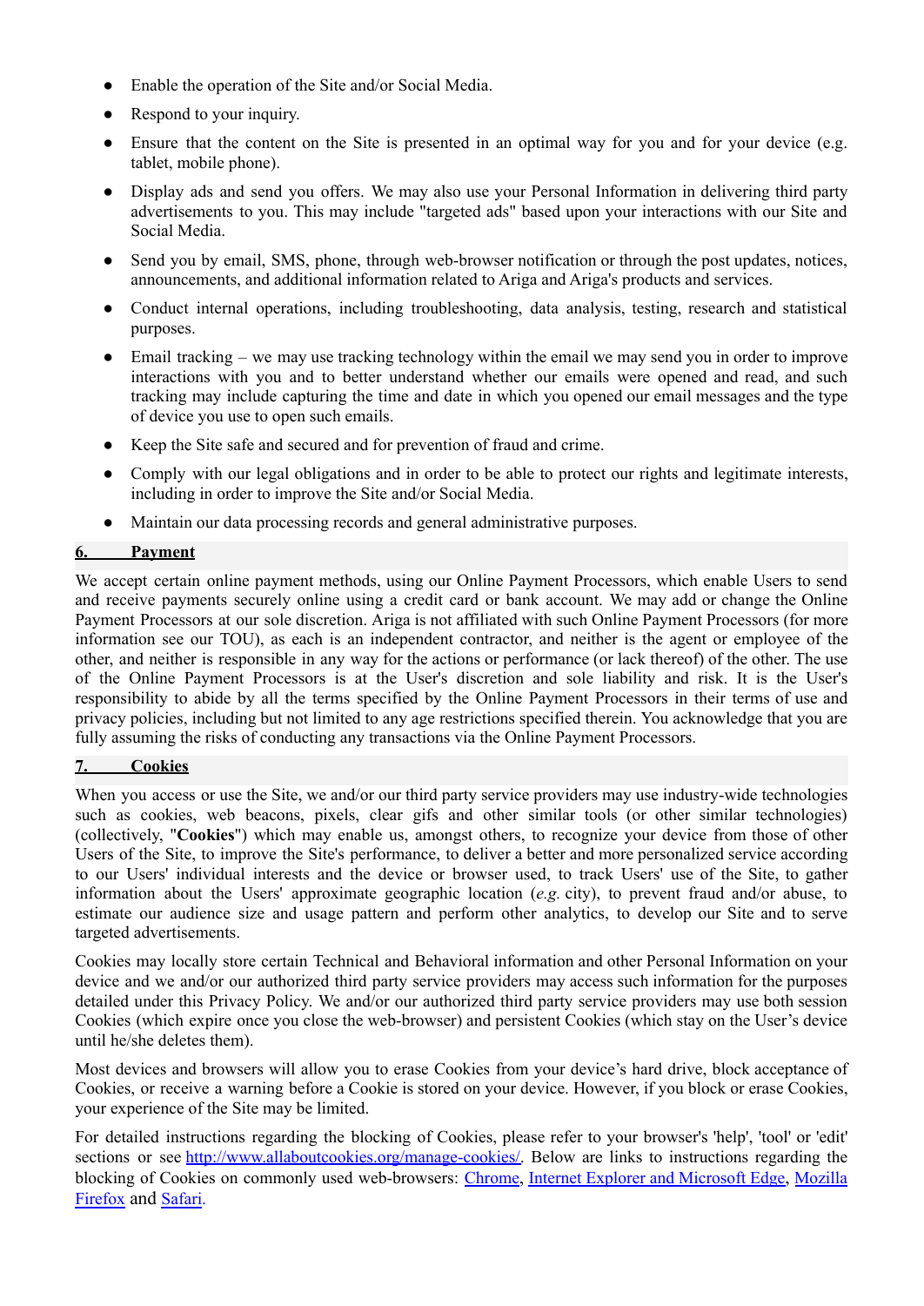- Enable the operation of the Site and/or Social Media.
- Respond to your inquiry.
- Ensure that the content on the Site is presented in an optimal way for you and for your device (e.g. tablet, mobile phone).
- Display ads and send you offers. We may also use your Personal Information in delivering third party advertisements to you. This may include "targeted ads" based upon your interactions with our Site and Social Media.
- Send you by email, SMS, phone, through web-browser notification or through the post updates, notices, announcements, and additional information related to Ariga and Ariga's products and services.
- Conduct internal operations, including troubleshooting, data analysis, testing, research and statistical purposes.
- Email tracking – we may use tracking technology within the email we may send you in order to improve interactions with you and to better understand whether our emails were opened and read, and such tracking may include capturing the time and date in which you opened our email messages and the type of device you use to open such emails.
- Keep the Site safe and secured and for prevention of fraud and crime.
- Comply with our legal obligations and in order to be able to protect our rights and legitimate interests, including in order to improve the Site and/or Social Media.
- Maintain our data processing records and general administrative purposes.

## 6. Payment

We accept certain online payment methods, using our Online Payment Processors, which enable Users to send and receive payments securely online using a credit card or bank account. We may add or change the Online Payment Processors at our sole discretion. Ariga is not affiliated with such Online Payment Processors (for more information see our TOU), as each is an independent contractor, and neither is the agent or employee of the other, and neither is responsible in any way for the actions or performance (or lack thereof) of the other. The use of the Online Payment Processors is at the User's discretion and sole liability and risk. It is the User's responsibility to abide by all the terms specified by the Online Payment Processors in their terms of use and privacy policies, including but not limited to any age restrictions specified therein. You acknowledge that you are fully assuming the risks of conducting any transactions via the Online Payment Processors.

## 7. Cookies

When you access or use the Site, we and/or our third party service providers may use industry-wide technologies such as cookies, web beacons, pixels, clear gifs and other similar tools (or other similar technologies) (collectively, "**Cookies**") which may enable us, amongst others, to recognize your device from those of other Users of the Site, to improve the Site's performance, to deliver a better and more personalized service according to our Users' individual interests and the device or browser used, to track Users' use of the Site, to gather information about the Users' approximate geographic location (*e.g.* city), to prevent fraud and/or abuse, to estimate our audience size and usage pattern and perform other analytics, to develop our Site and to serve targeted advertisements.

Cookies may locally store certain Technical and Behavioral information and other Personal Information on your device and we and/or our authorized third party service providers may access such information for the purposes detailed under this Privacy Policy. We and/or our authorized third party service providers may use both session Cookies (which expire once you close the web-browser) and persistent Cookies (which stay on the User's device until he/she deletes them).

Most devices and browsers will allow you to erase Cookies from your device's hard drive, block acceptance of Cookies, or receive a warning before a Cookie is stored on your device. However, if you block or erase Cookies, your experience of the Site may be limited.

For detailed instructions regarding the blocking of Cookies, please refer to your browser's 'help', 'tool' or 'edit' sections or see http://www.allaboutcookies.org/manage-cookies/. Below are links to instructions regarding the blocking of Cookies on commonly used web-browsers: Chrome, Internet Explorer and Microsoft Edge, Mozilla Firefox and Safari.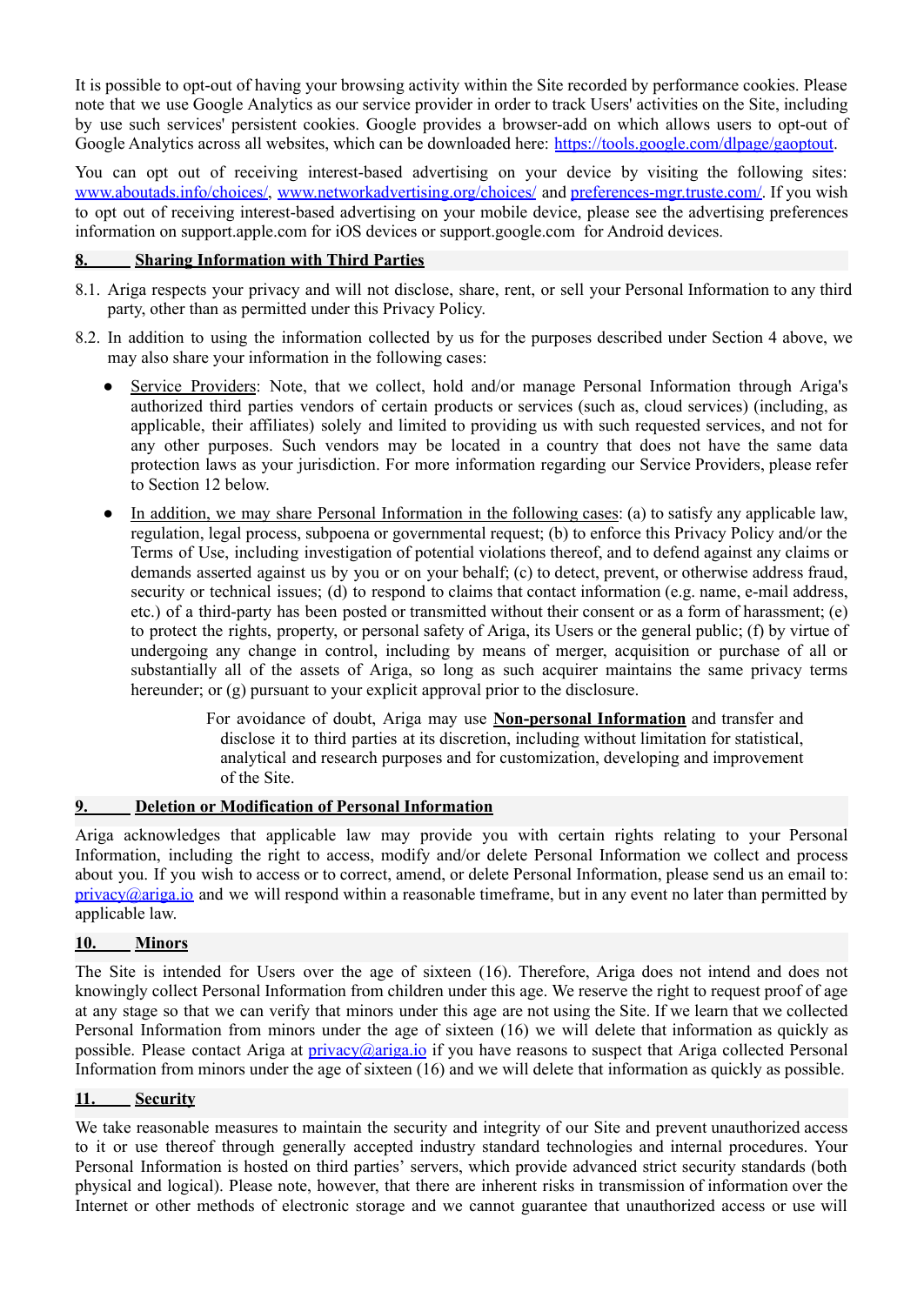It is possible to opt-out of having your browsing activity within the Site recorded by performance cookies. Please note that we use Google Analytics as our service provider in order to track Users' activities on the Site, including by use such services' persistent cookies. Google provides a browser-add on which allows users to opt-out of Google Analytics across all websites, which can be downloaded here: [https://tools.google.com/dlpage/gaoptout](https://tools.google.com/dlpage/gaoptout).

You can opt out of receiving interest-based advertising on your device by visiting the following sites: [www.aboutads.info/choices/](www.aboutads.info/choices/), [www.networkadvertising.org/choices/](www.networkadvertising.org/choices/) and [preferences-mgr.truste.com/](preferences-mgr.truste.com/). If you wish to opt out of receiving interest-based advertising on your mobile device, please see the advertising preferences information on support.apple.com for iOS devices or support.google.com for Android devices.

## 8. Sharing Information with Third Parties

8.1. Ariga respects your privacy and will not disclose, share, rent, or sell your Personal Information to any third party, other than as permitted under this Privacy Policy.

8.2. In addition to using the information collected by us for the purposes described under Section 4 above, we may also share your information in the following cases:

- Service Providers: Note, that we collect, hold and/or manage Personal Information through Ariga's authorized third parties vendors of certain products or services (such as, cloud services) (including, as applicable, their affiliates) solely and limited to providing us with such requested services, and not for any other purposes. Such vendors may be located in a country that does not have the same data protection laws as your jurisdiction. For more information regarding our Service Providers, please refer to Section 12 below.
- In addition, we may share Personal Information in the following cases: (a) to satisfy any applicable law, regulation, legal process, subpoena or governmental request; (b) to enforce this Privacy Policy and/or the Terms of Use, including investigation of potential violations thereof, and to defend against any claims or demands asserted against us by you or on your behalf; (c) to detect, prevent, or otherwise address fraud, security or technical issues; (d) to respond to claims that contact information (e.g. name, e-mail address, etc.) of a third-party has been posted or transmitted without their consent or as a form of harassment; (e) to protect the rights, property, or personal safety of Ariga, its Users or the general public; (f) by virtue of undergoing any change in control, including by means of merger, acquisition or purchase of all or substantially all of the assets of Ariga, so long as such acquirer maintains the same privacy terms hereunder; or (g) pursuant to your explicit approval prior to the disclosure.

For avoidance of doubt, Ariga may use **Non-personal Information** and transfer and disclose it to third parties at its discretion, including without limitation for statistical, analytical and research purposes and for customization, developing and improvement of the Site.

## 9. Deletion or Modification of Personal Information

Ariga acknowledges that applicable law may provide you with certain rights relating to your Personal Information, including the right to access, modify and/or delete Personal Information we collect and process about you. If you wish to access or to correct, amend, or delete Personal Information, please send us an email to: [privacy@ariga.io](mailto:privacy@ariga.io) and we will respond within a reasonable timeframe, but in any event no later than permitted by applicable law.

## 10. Minors

The Site is intended for Users over the age of sixteen (16). Therefore, Ariga does not intend and does not knowingly collect Personal Information from children under this age. We reserve the right to request proof of age at any stage so that we can verify that minors under this age are not using the Site. If we learn that we collected Personal Information from minors under the age of sixteen (16) we will delete that information as quickly as possible. Please contact Ariga at [privacy@ariga.io](mailto:privacy@ariga.io) if you have reasons to suspect that Ariga collected Personal Information from minors under the age of sixteen (16) and we will delete that information as quickly as possible.

## 11. Security

We take reasonable measures to maintain the security and integrity of our Site and prevent unauthorized access to it or use thereof through generally accepted industry standard technologies and internal procedures. Your Personal Information is hosted on third parties' servers, which provide advanced strict security standards (both physical and logical). Please note, however, that there are inherent risks in transmission of information over the Internet or other methods of electronic storage and we cannot guarantee that unauthorized access or use will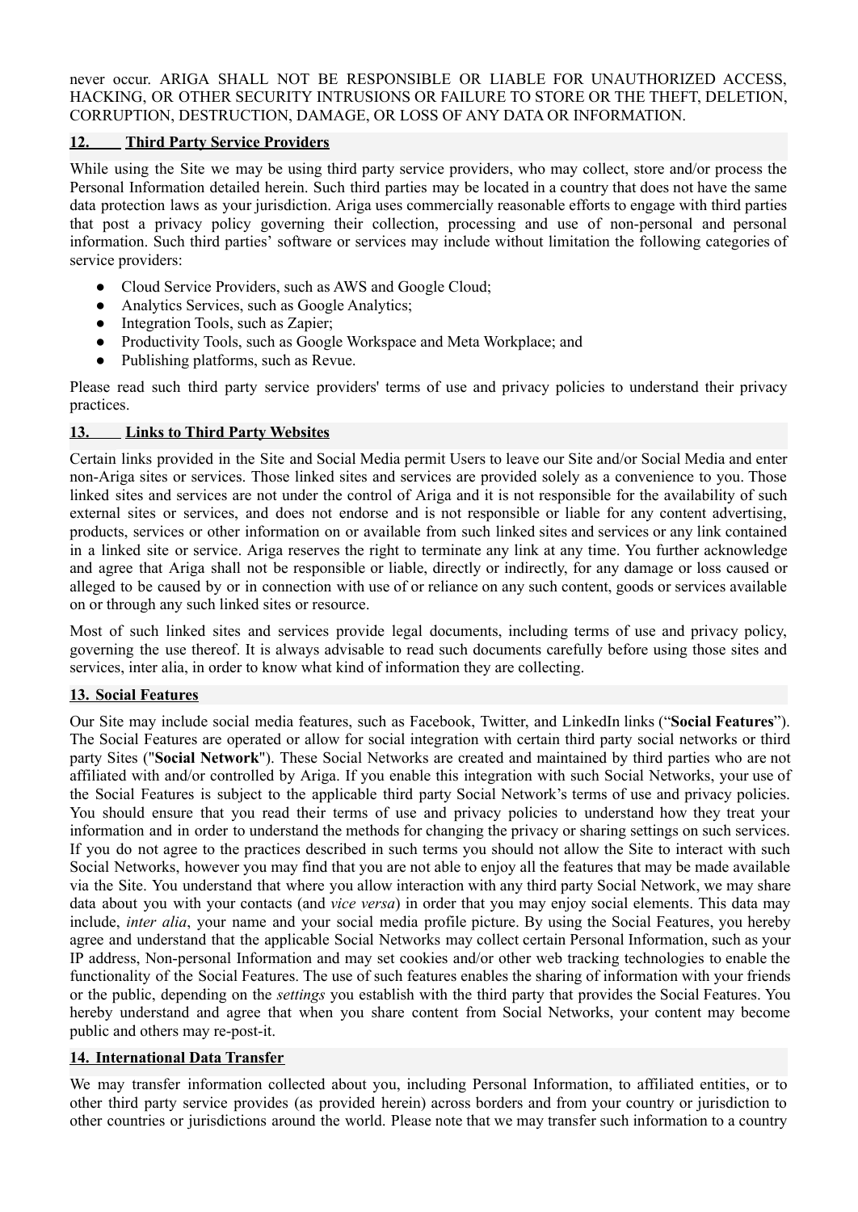never occur. ARIGA SHALL NOT BE RESPONSIBLE OR LIABLE FOR UNAUTHORIZED ACCESS, HACKING, OR OTHER SECURITY INTRUSIONS OR FAILURE TO STORE OR THE THEFT, DELETION, CORRUPTION, DESTRUCTION, DAMAGE, OR LOSS OF ANY DATA OR INFORMATION.

## 12. Third Party Service Providers

While using the Site we may be using third party service providers, who may collect, store and/or process the Personal Information detailed herein. Such third parties may be located in a country that does not have the same data protection laws as your jurisdiction. Ariga uses commercially reasonable efforts to engage with third parties that post a privacy policy governing their collection, processing and use of non-personal and personal information. Such third parties' software or services may include without limitation the following categories of service providers:

- Cloud Service Providers, such as AWS and Google Cloud;
- Analytics Services, such as Google Analytics;
- Integration Tools, such as Zapier;
- Productivity Tools, such as Google Workspace and Meta Workplace; and
- Publishing platforms, such as Revue.

Please read such third party service providers' terms of use and privacy policies to understand their privacy practices.

## 13. Links to Third Party Websites

Certain links provided in the Site and Social Media permit Users to leave our Site and/or Social Media and enter non-Ariga sites or services. Those linked sites and services are provided solely as a convenience to you. Those linked sites and services are not under the control of Ariga and it is not responsible for the availability of such external sites or services, and does not endorse and is not responsible or liable for any content advertising, products, services or other information on or available from such linked sites and services or any link contained in a linked site or service. Ariga reserves the right to terminate any link at any time. You further acknowledge and agree that Ariga shall not be responsible or liable, directly or indirectly, for any damage or loss caused or alleged to be caused by or in connection with use of or reliance on any such content, goods or services available on or through any such linked sites or resource.

Most of such linked sites and services provide legal documents, including terms of use and privacy policy, governing the use thereof. It is always advisable to read such documents carefully before using those sites and services, inter alia, in order to know what kind of information they are collecting.

## 13. Social Features

Our Site may include social media features, such as Facebook, Twitter, and LinkedIn links ("**Social Features**"). The Social Features are operated or allow for social integration with certain third party social networks or third party Sites ("**Social Network**"). These Social Networks are created and maintained by third parties who are not affiliated with and/or controlled by Ariga. If you enable this integration with such Social Networks, your use of the Social Features is subject to the applicable third party Social Network's terms of use and privacy policies. You should ensure that you read their terms of use and privacy policies to understand how they treat your information and in order to understand the methods for changing the privacy or sharing settings on such services. If you do not agree to the practices described in such terms you should not allow the Site to interact with such Social Networks, however you may find that you are not able to enjoy all the features that may be made available via the Site. You understand that where you allow interaction with any third party Social Network, we may share data about you with your contacts (and *vice versa*) in order that you may enjoy social elements. This data may include, *inter alia*, your name and your social media profile picture. By using the Social Features, you hereby agree and understand that the applicable Social Networks may collect certain Personal Information, such as your IP address, Non-personal Information and may set cookies and/or other web tracking technologies to enable the functionality of the Social Features. The use of such features enables the sharing of information with your friends or the public, depending on the *settings* you establish with the third party that provides the Social Features. You hereby understand and agree that when you share content from Social Networks, your content may become public and others may re-post-it.

## 14. International Data Transfer

We may transfer information collected about you, including Personal Information, to affiliated entities, or to other third party service provides (as provided herein) across borders and from your country or jurisdiction to other countries or jurisdictions around the world. Please note that we may transfer such information to a country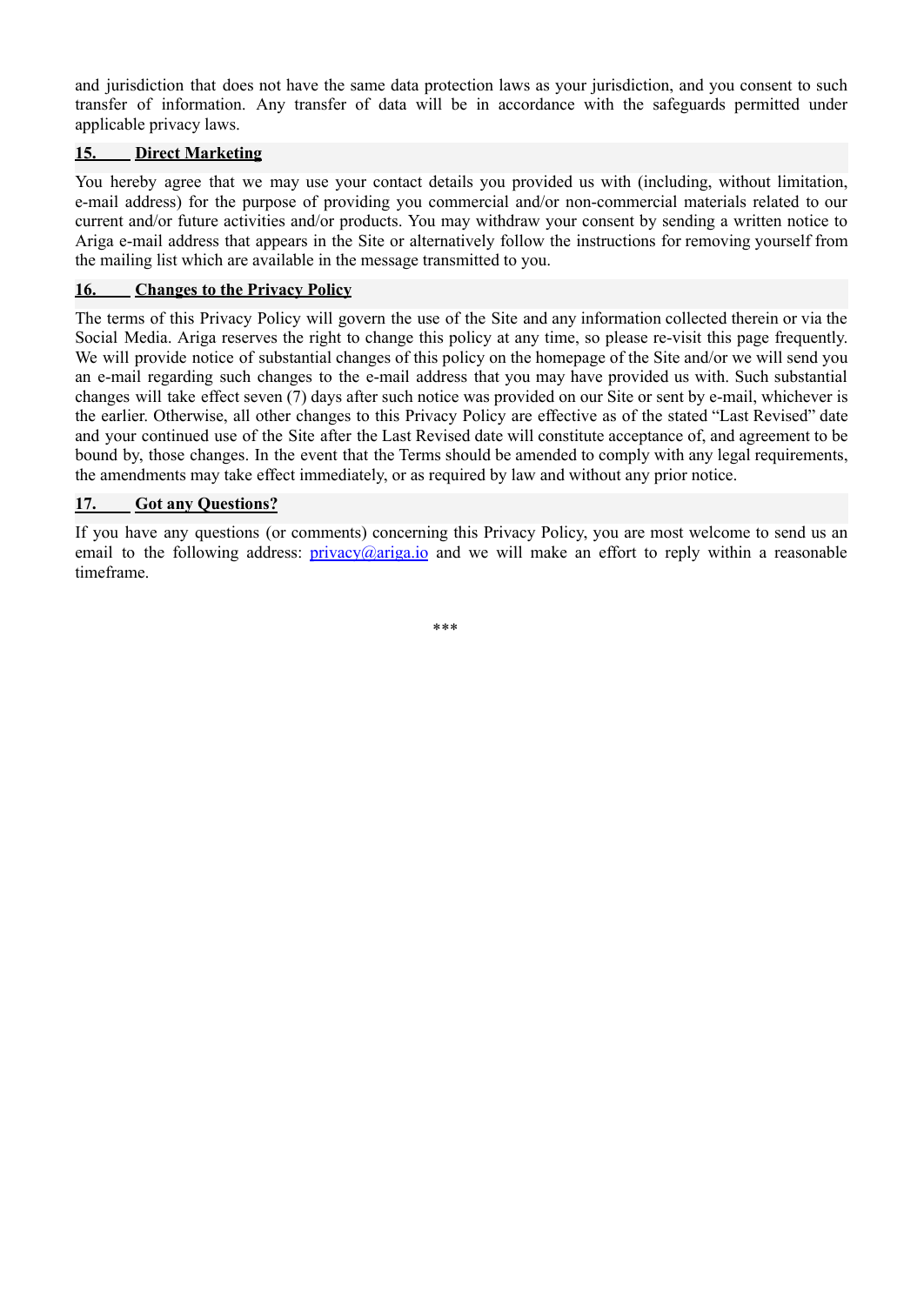and jurisdiction that does not have the same data protection laws as your jurisdiction, and you consent to such transfer of information. Any transfer of data will be in accordance with the safeguards permitted under applicable privacy laws.

## 15. Direct Marketing

You hereby agree that we may use your contact details you provided us with (including, without limitation, e-mail address) for the purpose of providing you commercial and/or non-commercial materials related to our current and/or future activities and/or products. You may withdraw your consent by sending a written notice to Ariga e-mail address that appears in the Site or alternatively follow the instructions for removing yourself from the mailing list which are available in the message transmitted to you.

## 16. Changes to the Privacy Policy

The terms of this Privacy Policy will govern the use of the Site and any information collected therein or via the Social Media. Ariga reserves the right to change this policy at any time, so please re-visit this page frequently. We will provide notice of substantial changes of this policy on the homepage of the Site and/or we will send you an e-mail regarding such changes to the e-mail address that you may have provided us with. Such substantial changes will take effect seven (7) days after such notice was provided on our Site or sent by e-mail, whichever is the earlier. Otherwise, all other changes to this Privacy Policy are effective as of the stated "Last Revised" date and your continued use of the Site after the Last Revised date will constitute acceptance of, and agreement to be bound by, those changes. In the event that the Terms should be amended to comply with any legal requirements, the amendments may take effect immediately, or as required by law and without any prior notice.

## 17. Got any Questions?

If you have any questions (or comments) concerning this Privacy Policy, you are most welcome to send us an email to the following address: privacy@ariga.io and we will make an effort to reply within a reasonable timeframe.

***